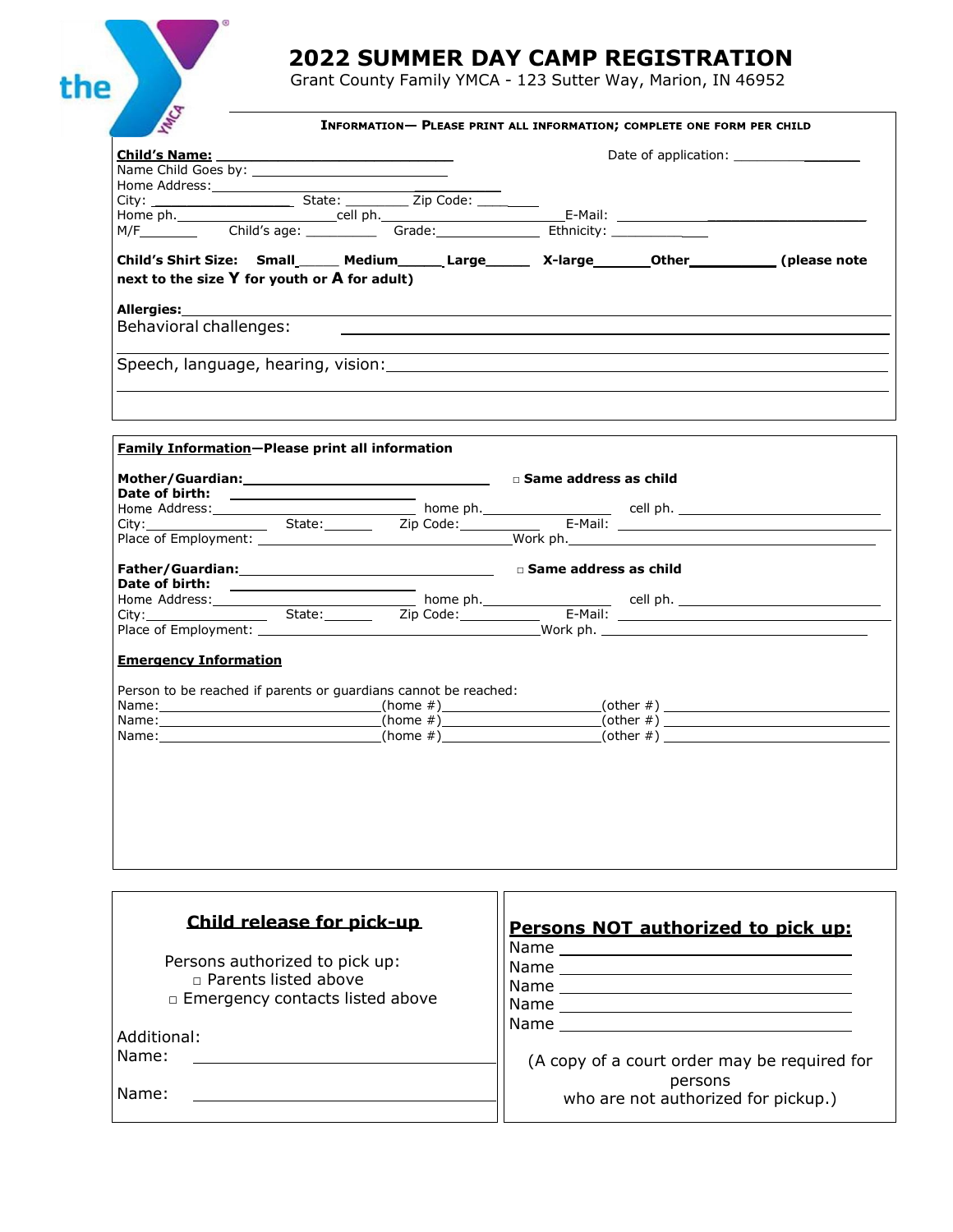# 2022 SUMMER DAY CAMP REGISTRATION

Grant County Family YMCA - 123 Sutter Way, Marion, IN 46952

**INFORMATION— PLEASE PRINT ALL INFORMATION; COMPLETE ONE FORM PER CHILD**

**Child's Name:** ______________________ Date of application: ______________

Name Child Goes by: ______________________

Home Address: ______________________

City: ______________ State: ________ Zip Code: ________

Home ph. ______________ cell ph. ______________ E-Mail: ______________________

M/F ________ Child's age: ________ Grade: ________ Ethnicity: ________

**Child's Shirt Size: Small_____ Medium_____ Large_____ X-large______ Other__________ (please note next to the size Y for youth or A for adult)**

**Allergies:** ______________________________________________

Behavioral challenges: ______________________________________________

Speech, language, hearing, vision: ______________________________________________

---

**Family Information—Please print all information**

**Mother/Guardian:** ______________________ □ **Same address as child**

**Date of birth:** ______________________

Home Address: ______________________ home ph. ______________ cell ph. ______________

City: ______________ State: ________ Zip Code: ________ E-Mail: ______________________

Place of Employment: ______________________ Work ph. ______________________

**Father/Guardian:** ______________________ □ **Same address as child**

**Date of birth:** ______________________

Home Address: ______________________ home ph. ______________ cell ph. ______________

City: ______________ State: ________ Zip Code: ________ E-Mail: ______________________

Place of Employment: ______________________ Work ph. ______________________

**Emergency Information**

Person to be reached if parents or guardians cannot be reached:

Name: ______________________ (home #) ______________ (other #) ______________

Name: ______________________ (home #) ______________ (other #) ______________

Name: ______________________ (home #) ______________ (other #) ______________

---

## Child release for pick-up

Persons authorized to pick up:

□ Parents listed above

□ Emergency contacts listed above

Additional:

Name: ______________________

Name: ______________________

## Persons NOT authorized to pick up:

Name ______________________

Name ______________________

Name ______________________

Name ______________________

Name ______________________

(A copy of a court order may be required for persons who are not authorized for pickup.)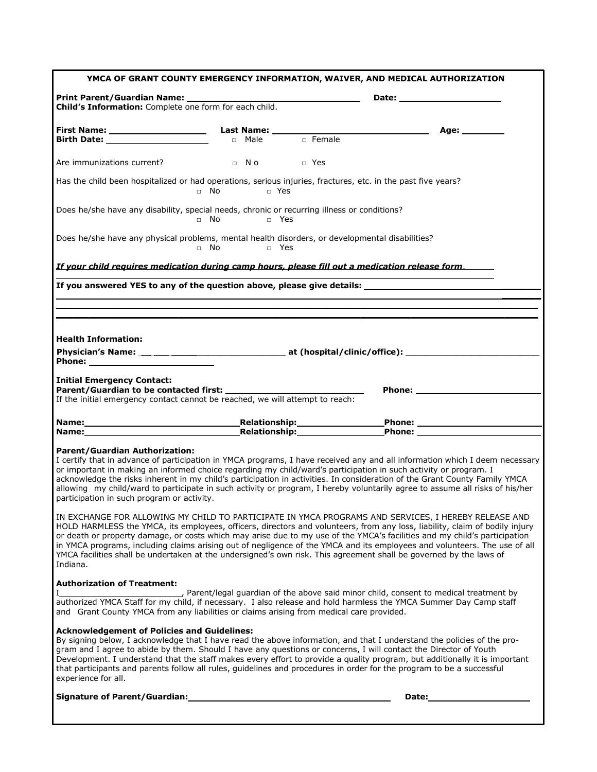## YMCA OF GRANT COUNTY EMERGENCY INFORMATION, WAIVER, AND MEDICAL AUTHORIZATION

**Print Parent/Guardian Name:** ______________________________ **Date:** ____________________

**Child's Information:** Complete one form for each child.

**First Name:** __________________ **Last Name:** ______________________________ **Age:** ________

**Birth Date:** ____________________ □ Male □ Female

Are immunizations current? □ No □ Yes

Has the child been hospitalized or had operations, serious injuries, fractures, etc. in the past five years?
□ No □ Yes

Does he/she have any disability, special needs, chronic or recurring illness or conditions?
□ No □ Yes

Does he/she have any physical problems, mental health disorders, or developmental disabilities?
□ No □ Yes

***If your child requires medication during camp hours, please fill out a medication release form.***

**If you answered YES to any of the question above, please give details:** ______________________________

________________________________________________________________________________

________________________________________________________________________________

________________________________________________________________________________

**Health Information:**

**Physician's Name:** ______________________ **at (hospital/clinic/office):** ______________________

**Phone:** ______________________

**Initial Emergency Contact:**

**Parent/Guardian to be contacted first:** ______________________ **Phone:** ______________________

If the initial emergency contact cannot be reached, we will attempt to reach:

**Name:** ______________________ **Relationship:** ______________ **Phone:** ______________________

**Name:** ______________________ **Relationship:** ______________ **Phone:** ______________________

**Parent/Guardian Authorization:**

I certify that in advance of participation in YMCA programs, I have received any and all information which I deem necessary or important in making an informed choice regarding my child/ward's participation in such activity or program. I acknowledge the risks inherent in my child's participation in activities. In consideration of the Grant County Family YMCA allowing my child/ward to participate in such activity or program, I hereby voluntarily agree to assume all risks of his/her participation in such program or activity.

IN EXCHANGE FOR ALLOWING MY CHILD TO PARTICIPATE IN YMCA PROGRAMS AND SERVICES, I HEREBY RELEASE AND HOLD HARMLESS the YMCA, its employees, officers, directors and volunteers, from any loss, liability, claim of bodily injury or death or property damage, or costs which may arise due to my use of the YMCA's facilities and my child's participation in YMCA programs, including claims arising out of negligence of the YMCA and its employees and volunteers. The use of all YMCA facilities shall be undertaken at the undersigned's own risk. This agreement shall be governed by the laws of Indiana.

**Authorization of Treatment:**

I________________________, Parent/legal guardian of the above said minor child, consent to medical treatment by authorized YMCA Staff for my child, if necessary. I also release and hold harmless the YMCA Summer Day Camp staff and Grant County YMCA from any liabilities or claims arising from medical care provided.

**Acknowledgement of Policies and Guidelines:**

By signing below, I acknowledge that I have read the above information, and that I understand the policies of the program and I agree to abide by them. Should I have any questions or concerns, I will contact the Director of Youth Development. I understand that the staff makes every effort to provide a quality program, but additionally it is important that participants and parents follow all rules, guidelines and procedures in order for the program to be a successful experience for all.

**Signature of Parent/Guardian:** ______________________________ **Date:** ____________________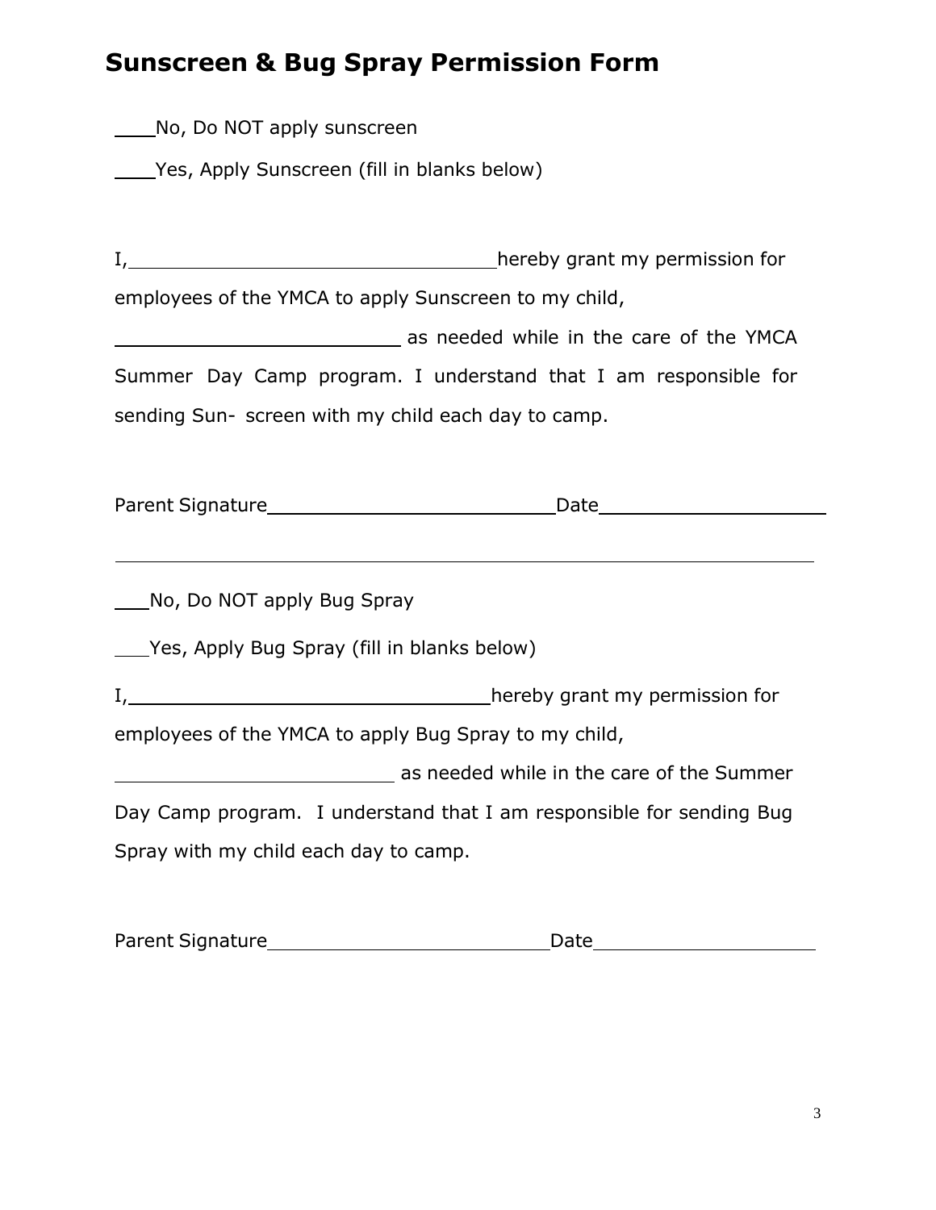# Sunscreen & Bug Spray Permission Form

\_\_\_\_No, Do NOT apply sunscreen

\_\_\_\_Yes, Apply Sunscreen (fill in blanks below)

I, \_\_\_\_\_\_\_\_\_\_\_\_\_\_\_\_\_\_\_\_\_\_\_\_\_\_\_\_\_\_\_\_ hereby grant my permission for employees of the YMCA to apply Sunscreen to my child, \_\_\_\_\_\_\_\_\_\_\_\_\_\_\_\_\_\_\_\_\_\_\_\_\_\_ as needed while in the care of the YMCA Summer Day Camp program. I understand that I am responsible for sending Sun- screen with my child each day to camp.

Parent Signature\_\_\_\_\_\_\_\_\_\_\_\_\_\_\_\_\_\_\_\_\_\_\_\_\_\_ Date\_\_\_\_\_\_\_\_\_\_\_\_\_\_\_\_\_\_\_\_\_

---

\_\_\_No, Do NOT apply Bug Spray

\_\_\_Yes, Apply Bug Spray (fill in blanks below)

I, \_\_\_\_\_\_\_\_\_\_\_\_\_\_\_\_\_\_\_\_\_\_\_\_\_\_\_\_\_\_\_\_ hereby grant my permission for employees of the YMCA to apply Bug Spray to my child, \_\_\_\_\_\_\_\_\_\_\_\_\_\_\_\_\_\_\_\_\_\_\_\_\_\_ as needed while in the care of the Summer Day Camp program. I understand that I am responsible for sending Bug Spray with my child each day to camp.

Parent Signature\_\_\_\_\_\_\_\_\_\_\_\_\_\_\_\_\_\_\_\_\_\_\_\_\_\_ Date\_\_\_\_\_\_\_\_\_\_\_\_\_\_\_\_\_\_\_\_\_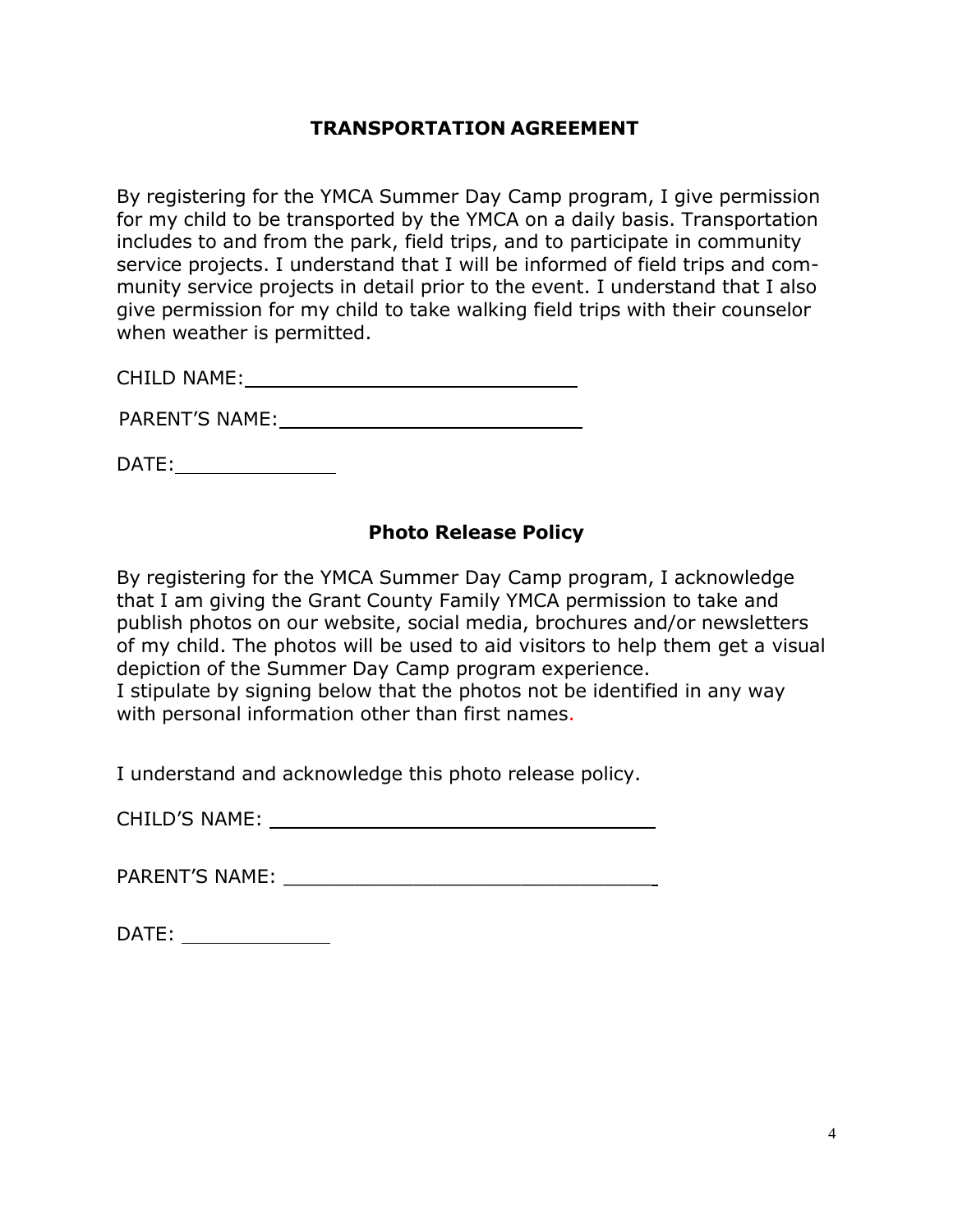## TRANSPORTATION AGREEMENT

By registering for the YMCA Summer Day Camp program, I give permission for my child to be transported by the YMCA on a daily basis. Transportation includes to and from the park, field trips, and to participate in community service projects. I understand that I will be informed of field trips and community service projects in detail prior to the event. I understand that I also give permission for my child to take walking field trips with their counselor when weather is permitted.

CHILD NAME:______________________________

PARENT'S NAME:___________________________

DATE:______________

## Photo Release Policy

By registering for the YMCA Summer Day Camp program, I acknowledge that I am giving the Grant County Family YMCA permission to take and publish photos on our website, social media, brochures and/or newsletters of my child. The photos will be used to aid visitors to help them get a visual depiction of the Summer Day Camp program experience.
I stipulate by signing below that the photos not be identified in any way with personal information other than first names.

I understand and acknowledge this photo release policy.

CHILD'S NAME: ________________________________

PARENT'S NAME: _______________________________

DATE: _____________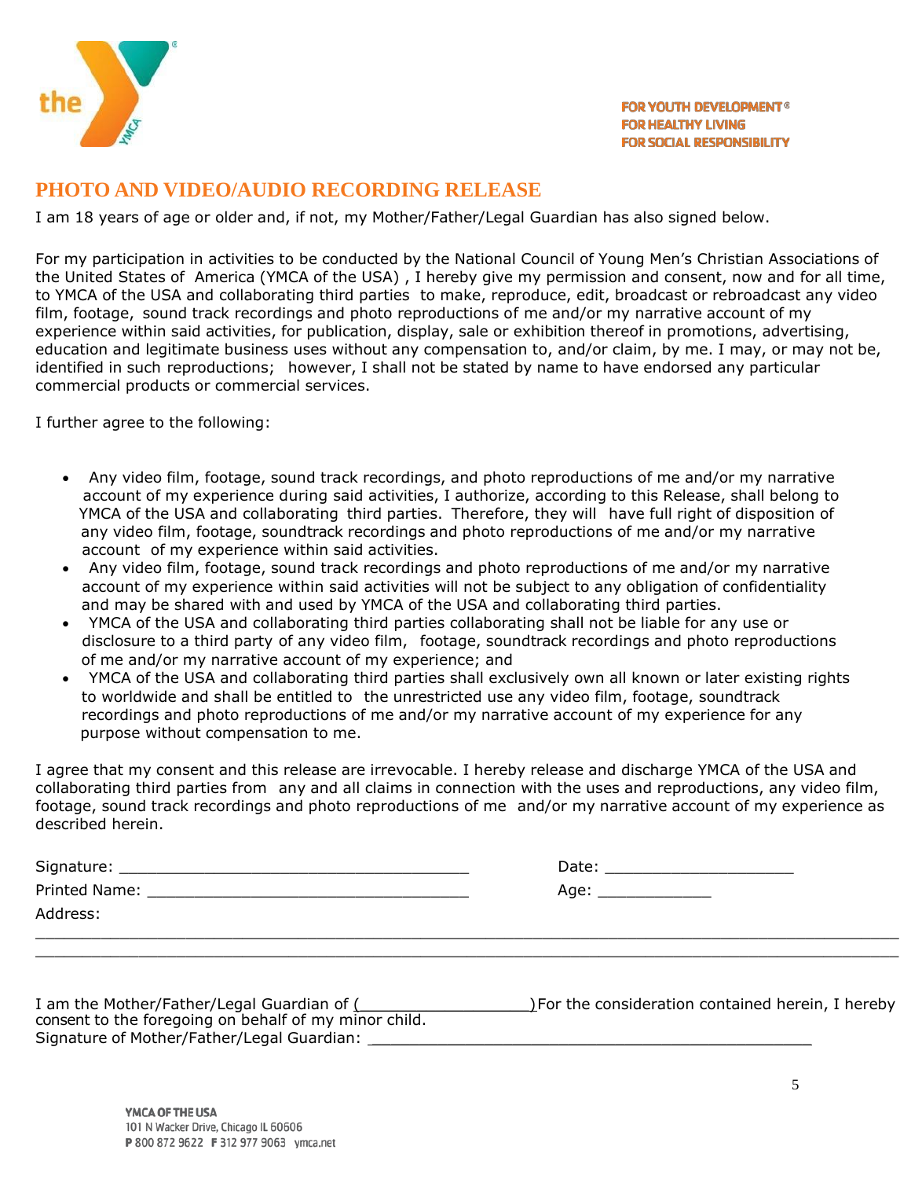FOR YOUTH DEVELOPMENT®
FOR HEALTHY LIVING
FOR SOCIAL RESPONSIBILITY

# PHOTO AND VIDEO/AUDIO RECORDING RELEASE

I am 18 years of age or older and, if not, my Mother/Father/Legal Guardian has also signed below.

For my participation in activities to be conducted by the National Council of Young Men's Christian Associations of the United States of America (YMCA of the USA) , I hereby give my permission and consent, now and for all time, to YMCA of the USA and collaborating third parties to make, reproduce, edit, broadcast or rebroadcast any video film, footage, sound track recordings and photo reproductions of me and/or my narrative account of my experience within said activities, for publication, display, sale or exhibition thereof in promotions, advertising, education and legitimate business uses without any compensation to, and/or claim, by me. I may, or may not be, identified in such reproductions; however, I shall not be stated by name to have endorsed any particular commercial products or commercial services.

I further agree to the following:

- Any video film, footage, sound track recordings, and photo reproductions of me and/or my narrative account of my experience during said activities, I authorize, according to this Release, shall belong to YMCA of the USA and collaborating third parties. Therefore, they will have full right of disposition of any video film, footage, soundtrack recordings and photo reproductions of me and/or my narrative account of my experience within said activities.
- Any video film, footage, sound track recordings and photo reproductions of me and/or my narrative account of my experience within said activities will not be subject to any obligation of confidentiality and may be shared with and used by YMCA of the USA and collaborating third parties.
- YMCA of the USA and collaborating third parties collaborating shall not be liable for any use or disclosure to a third party of any video film, footage, soundtrack recordings and photo reproductions of me and/or my narrative account of my experience; and
- YMCA of the USA and collaborating third parties shall exclusively own all known or later existing rights to worldwide and shall be entitled to the unrestricted use any video film, footage, soundtrack recordings and photo reproductions of me and/or my narrative account of my experience for any purpose without compensation to me.

I agree that my consent and this release are irrevocable. I hereby release and discharge YMCA of the USA and collaborating third parties from any and all claims in connection with the uses and reproductions, any video film, footage, sound track recordings and photo reproductions of me and/or my narrative account of my experience as described herein.

Signature: ______________________________________ Date: ____________________

Printed Name: ___________________________________ Age: ____________

Address:

____________________________________________________________________________________

____________________________________________________________________________________

I am the Mother/Father/Legal Guardian of (__________________)For the consideration contained herein, I hereby consent to the foregoing on behalf of my minor child.

Signature of Mother/Father/Legal Guardian: ______________________________________________

YMCA OF THE USA
101 N Wacker Drive, Chicago IL 60606
P 800 872 9622 F 312 977 9063 ymca.net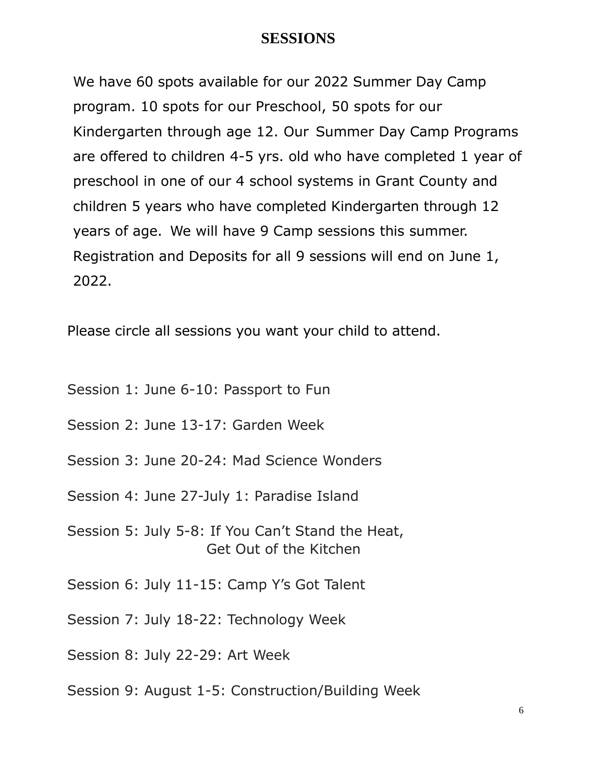# SESSIONS

We have 60 spots available for our 2022 Summer Day Camp program. 10 spots for our Preschool, 50 spots for our Kindergarten through age 12. Our Summer Day Camp Programs are offered to children 4-5 yrs. old who have completed 1 year of preschool in one of our 4 school systems in Grant County and children 5 years who have completed Kindergarten through 12 years of age. We will have 9 Camp sessions this summer. Registration and Deposits for all 9 sessions will end on June 1, 2022.

Please circle all sessions you want your child to attend.

Session 1: June 6-10: Passport to Fun

Session 2: June 13-17: Garden Week

Session 3: June 20-24: Mad Science Wonders

Session 4: June 27-July 1: Paradise Island

Session 5: July 5-8: If You Can't Stand the Heat, Get Out of the Kitchen

Session 6: July 11-15: Camp Y's Got Talent

Session 7: July 18-22: Technology Week

Session 8: July 22-29: Art Week

Session 9: August 1-5: Construction/Building Week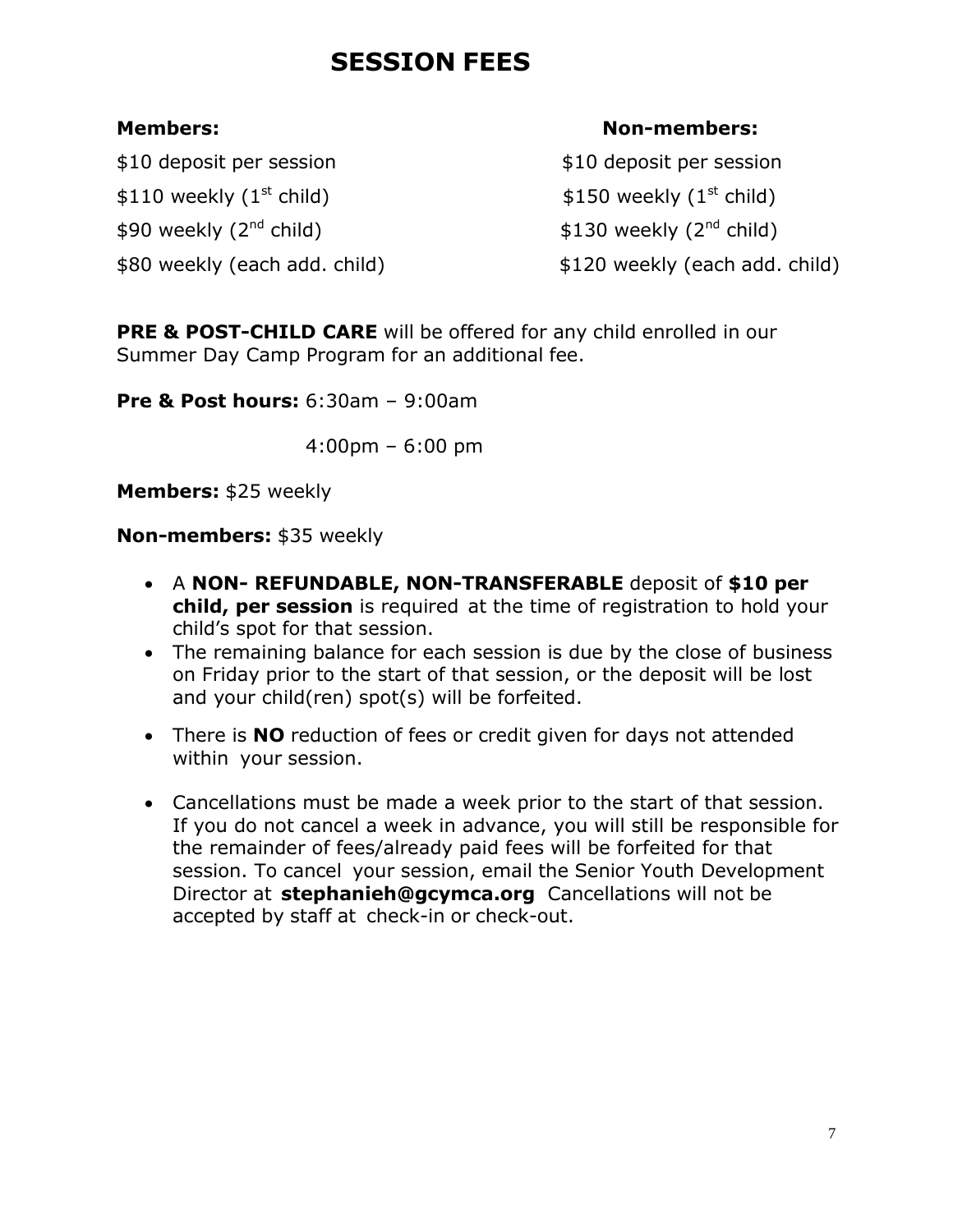# SESSION FEES

| Members: | Non-members: |
| --- | --- |
| \$10 deposit per session | \$10 deposit per session |
| \$110 weekly (1st child) | \$150 weekly (1st child) |
| \$90 weekly (2nd child) | \$130 weekly (2nd child) |
| \$80 weekly (each add. child) | \$120 weekly (each add. child) |

**PRE & POST-CHILD CARE** will be offered for any child enrolled in our Summer Day Camp Program for an additional fee.

**Pre & Post hours:** 6:30am – 9:00am

4:00pm – 6:00 pm

**Members:** \$25 weekly

**Non-members:** \$35 weekly

- A **NON- REFUNDABLE, NON-TRANSFERABLE** deposit of **\$10 per child, per session** is required at the time of registration to hold your child's spot for that session.
- The remaining balance for each session is due by the close of business on Friday prior to the start of that session, or the deposit will be lost and your child(ren) spot(s) will be forfeited.
- There is **NO** reduction of fees or credit given for days not attended within your session.
- Cancellations must be made a week prior to the start of that session. If you do not cancel a week in advance, you will still be responsible for the remainder of fees/already paid fees will be forfeited for that session. To cancel your session, email the Senior Youth Development Director at **stephanieh@gcymca.org** Cancellations will not be accepted by staff at check-in or check-out.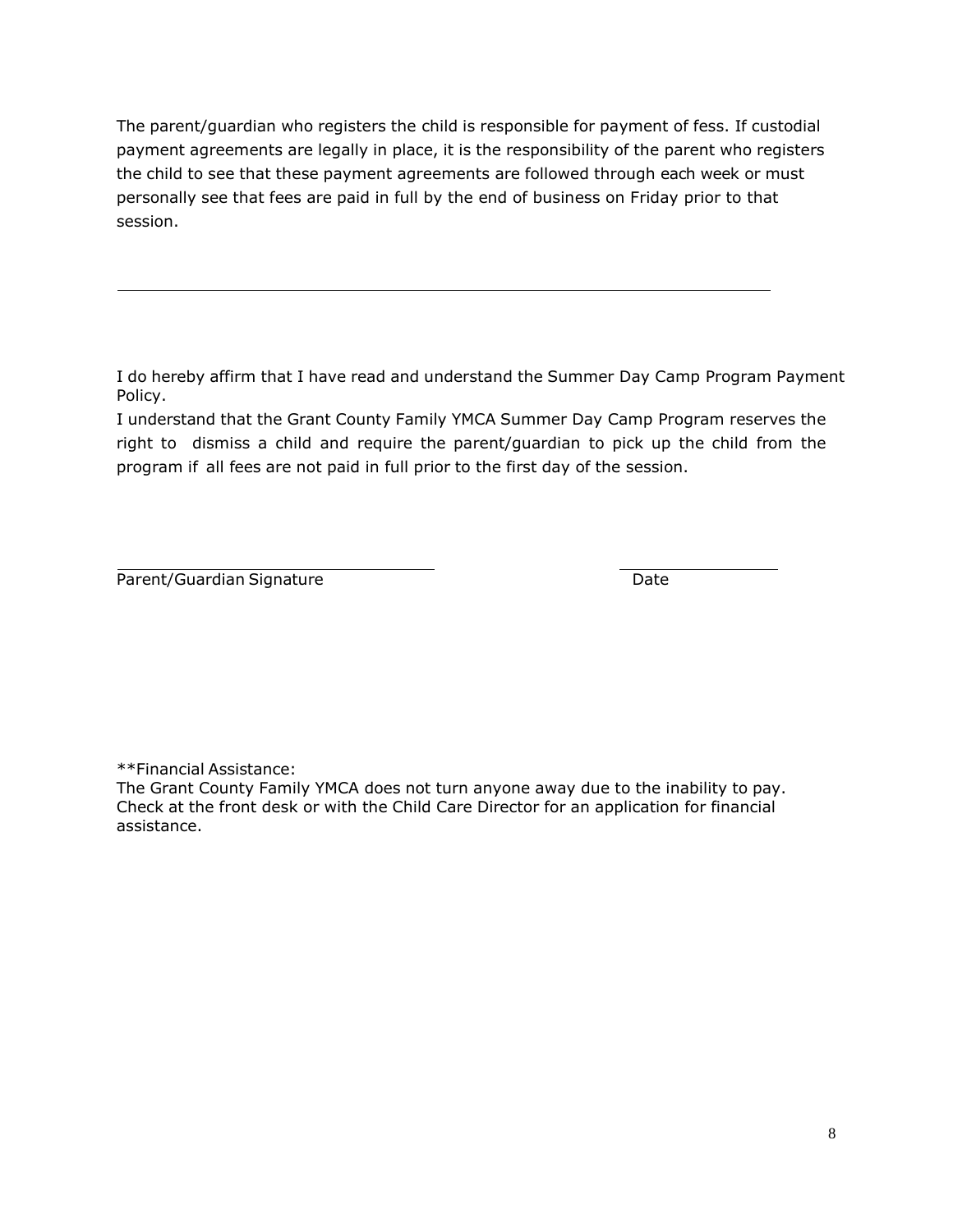The parent/guardian who registers the child is responsible for payment of fess. If custodial payment agreements are legally in place, it is the responsibility of the parent who registers the child to see that these payment agreements are followed through each week or must personally see that fees are paid in full by the end of business on Friday prior to that session.

______________________________________________________________

I do hereby affirm that I have read and understand the Summer Day Camp Program Payment Policy.

I understand that the Grant County Family YMCA Summer Day Camp Program reserves the right to dismiss a child and require the parent/guardian to pick up the child from the program if all fees are not paid in full prior to the first day of the session.

______________________________ &nbsp;&nbsp;&nbsp;&nbsp;&nbsp;&nbsp;&nbsp;&nbsp;&nbsp;&nbsp;&nbsp;&nbsp;&nbsp;&nbsp;&nbsp; _______________

Parent/Guardian Signature &nbsp;&nbsp;&nbsp;&nbsp;&nbsp;&nbsp;&nbsp;&nbsp;&nbsp;&nbsp;&nbsp;&nbsp;&nbsp;&nbsp;&nbsp;&nbsp;&nbsp;&nbsp;&nbsp;&nbsp;&nbsp;&nbsp;&nbsp;&nbsp; Date

**Financial Assistance:
The Grant County Family YMCA does not turn anyone away due to the inability to pay. Check at the front desk or with the Child Care Director for an application for financial assistance.